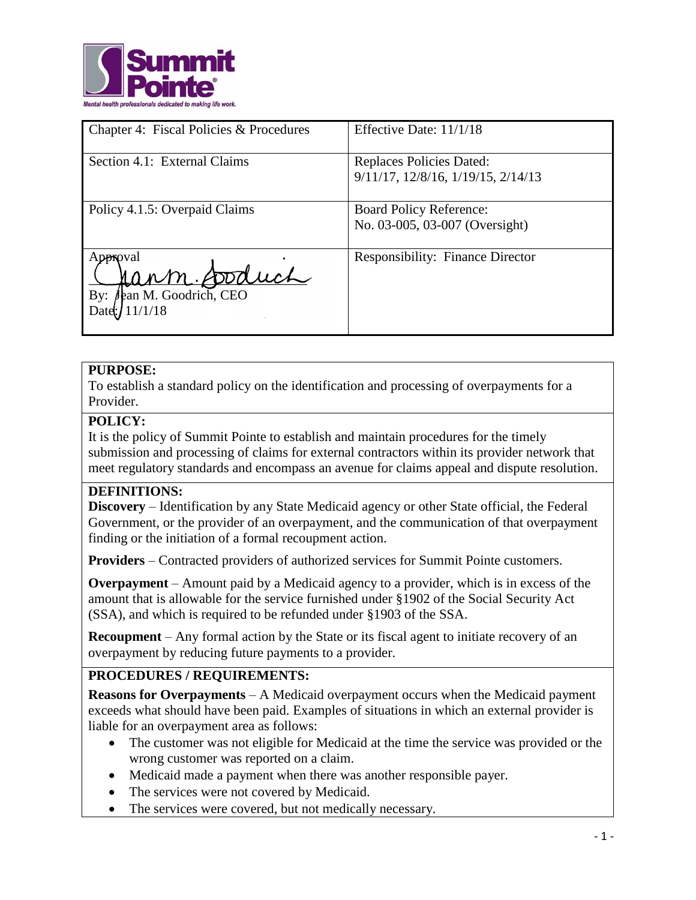Summit Pointe®

*Mental health professionals dedicated to making life work.*

| Chapter 4: Fiscal Policies & Procedures | Effective Date: 11/1/18 |
| --- | --- |
| Section 4.1: External Claims | Replaces Policies Dated: 9/11/17, 12/8/16, 1/19/15, 2/14/13 |
| Policy 4.1.5: Overpaid Claims | Board Policy Reference: No. 03-005, 03-007 (Oversight) |
| Approval By: Jean M. Goodrich, CEO Date: 11/1/18 | Responsibility: Finance Director |

**PURPOSE:**

To establish a standard policy on the identification and processing of overpayments for a Provider.

**POLICY:**

It is the policy of Summit Pointe to establish and maintain procedures for the timely submission and processing of claims for external contractors within its provider network that meet regulatory standards and encompass an avenue for claims appeal and dispute resolution.

**DEFINITIONS:**

**Discovery** – Identification by any State Medicaid agency or other State official, the Federal Government, or the provider of an overpayment, and the communication of that overpayment finding or the initiation of a formal recoupment action.

**Providers** – Contracted providers of authorized services for Summit Pointe customers.

**Overpayment** – Amount paid by a Medicaid agency to a provider, which is in excess of the amount that is allowable for the service furnished under §1902 of the Social Security Act (SSA), and which is required to be refunded under §1903 of the SSA.

**Recoupment** – Any formal action by the State or its fiscal agent to initiate recovery of an overpayment by reducing future payments to a provider.

**PROCEDURES / REQUIREMENTS:**

**Reasons for Overpayments** – A Medicaid overpayment occurs when the Medicaid payment exceeds what should have been paid. Examples of situations in which an external provider is liable for an overpayment area as follows:

- The customer was not eligible for Medicaid at the time the service was provided or the wrong customer was reported on a claim.
- Medicaid made a payment when there was another responsible payer.
- The services were not covered by Medicaid.
- The services were covered, but not medically necessary.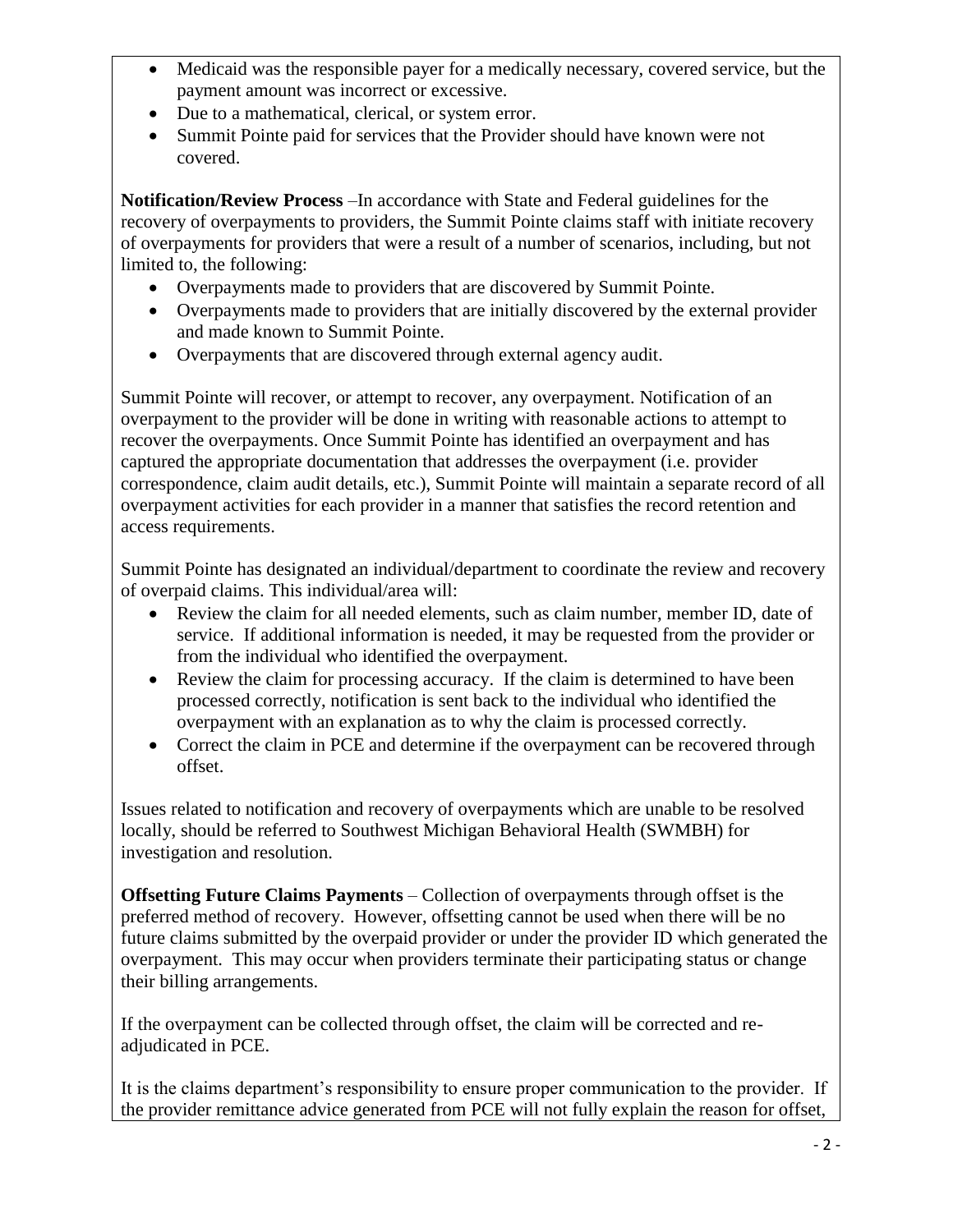- Medicaid was the responsible payer for a medically necessary, covered service, but the payment amount was incorrect or excessive.
- Due to a mathematical, clerical, or system error.
- Summit Pointe paid for services that the Provider should have known were not covered.

**Notification/Review Process** –In accordance with State and Federal guidelines for the recovery of overpayments to providers, the Summit Pointe claims staff with initiate recovery of overpayments for providers that were a result of a number of scenarios, including, but not limited to, the following:

- Overpayments made to providers that are discovered by Summit Pointe.
- Overpayments made to providers that are initially discovered by the external provider and made known to Summit Pointe.
- Overpayments that are discovered through external agency audit.

Summit Pointe will recover, or attempt to recover, any overpayment. Notification of an overpayment to the provider will be done in writing with reasonable actions to attempt to recover the overpayments. Once Summit Pointe has identified an overpayment and has captured the appropriate documentation that addresses the overpayment (i.e. provider correspondence, claim audit details, etc.), Summit Pointe will maintain a separate record of all overpayment activities for each provider in a manner that satisfies the record retention and access requirements.

Summit Pointe has designated an individual/department to coordinate the review and recovery of overpaid claims. This individual/area will:

- Review the claim for all needed elements, such as claim number, member ID, date of service. If additional information is needed, it may be requested from the provider or from the individual who identified the overpayment.
- Review the claim for processing accuracy. If the claim is determined to have been processed correctly, notification is sent back to the individual who identified the overpayment with an explanation as to why the claim is processed correctly.
- Correct the claim in PCE and determine if the overpayment can be recovered through offset.

Issues related to notification and recovery of overpayments which are unable to be resolved locally, should be referred to Southwest Michigan Behavioral Health (SWMBH) for investigation and resolution.

**Offsetting Future Claims Payments** – Collection of overpayments through offset is the preferred method of recovery. However, offsetting cannot be used when there will be no future claims submitted by the overpaid provider or under the provider ID which generated the overpayment. This may occur when providers terminate their participating status or change their billing arrangements.

If the overpayment can be collected through offset, the claim will be corrected and re-adjudicated in PCE.

It is the claims department's responsibility to ensure proper communication to the provider. If the provider remittance advice generated from PCE will not fully explain the reason for offset,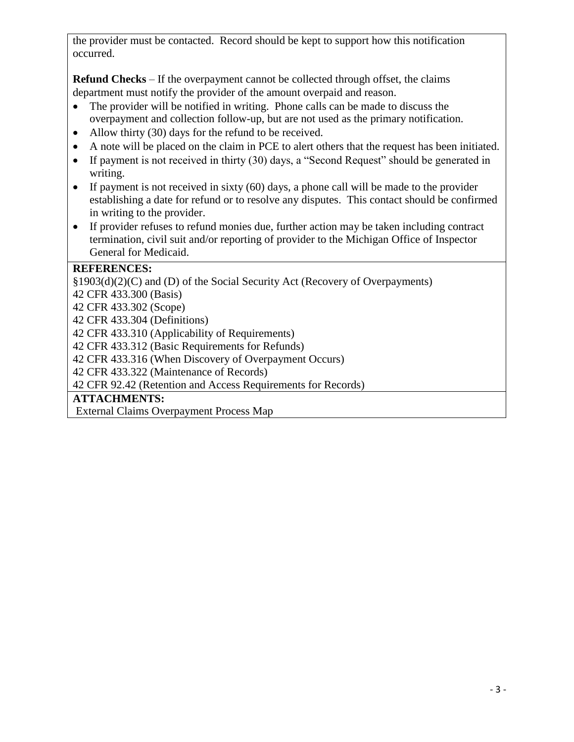the provider must be contacted. Record should be kept to support how this notification occurred.

**Refund Checks** – If the overpayment cannot be collected through offset, the claims department must notify the provider of the amount overpaid and reason.

- The provider will be notified in writing. Phone calls can be made to discuss the overpayment and collection follow-up, but are not used as the primary notification.
- Allow thirty (30) days for the refund to be received.
- A note will be placed on the claim in PCE to alert others that the request has been initiated.
- If payment is not received in thirty (30) days, a "Second Request" should be generated in writing.
- If payment is not received in sixty (60) days, a phone call will be made to the provider establishing a date for refund or to resolve any disputes. This contact should be confirmed in writing to the provider.
- If provider refuses to refund monies due, further action may be taken including contract termination, civil suit and/or reporting of provider to the Michigan Office of Inspector General for Medicaid.

**REFERENCES:**

§1903(d)(2)(C) and (D) of the Social Security Act (Recovery of Overpayments)
42 CFR 433.300 (Basis)
42 CFR 433.302 (Scope)
42 CFR 433.304 (Definitions)
42 CFR 433.310 (Applicability of Requirements)
42 CFR 433.312 (Basic Requirements for Refunds)
42 CFR 433.316 (When Discovery of Overpayment Occurs)
42 CFR 433.322 (Maintenance of Records)
42 CFR 92.42 (Retention and Access Requirements for Records)

**ATTACHMENTS:**

External Claims Overpayment Process Map